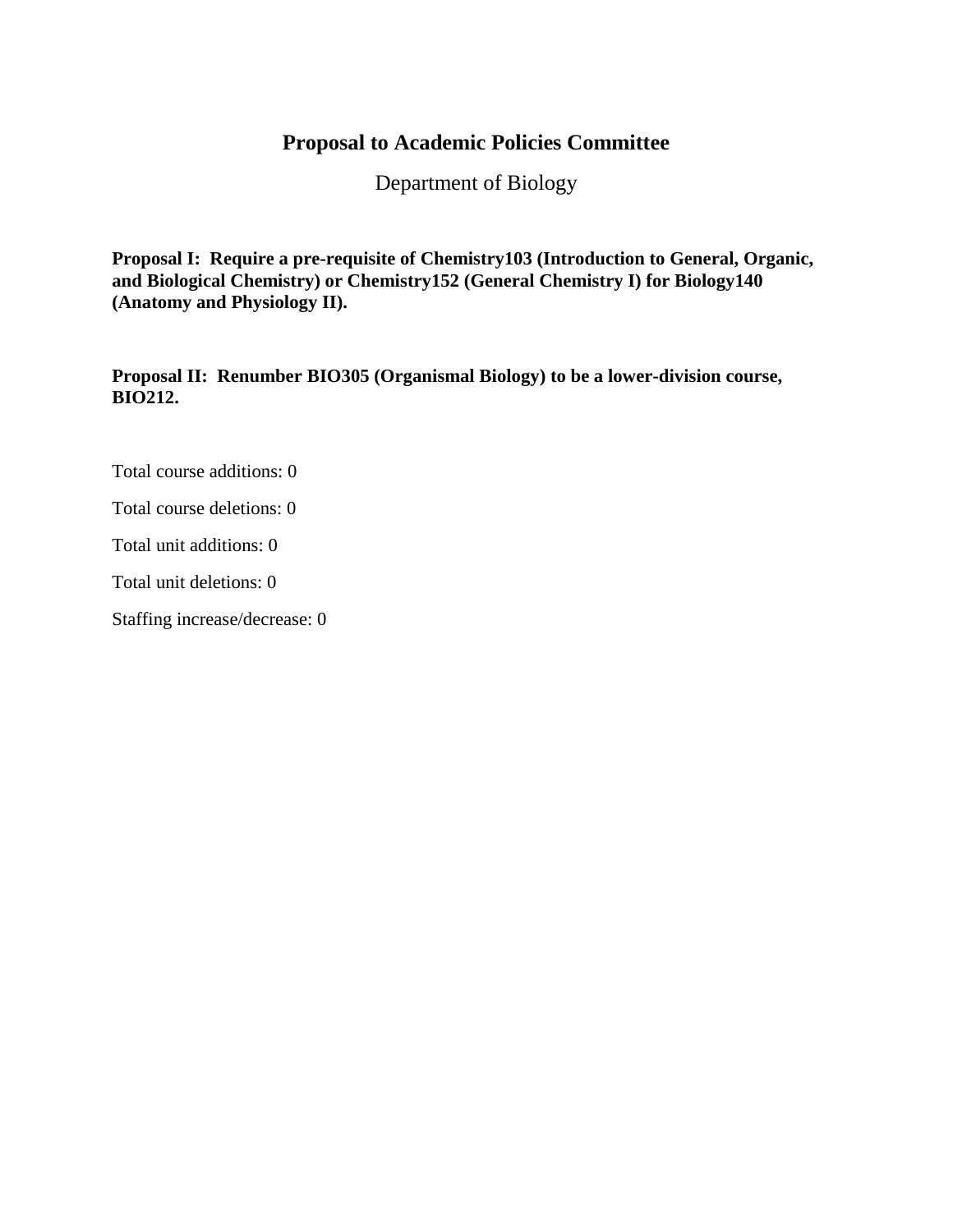# Proposal to Academic Policies Committee

Department of Biology

**Proposal I: Require a pre-requisite of Chemistry103 (Introduction to General, Organic, and Biological Chemistry) or Chemistry152 (General Chemistry I) for Biology140 (Anatomy and Physiology II).**

**Proposal II: Renumber BIO305 (Organismal Biology) to be a lower-division course, BIO212.**

Total course additions: 0

Total course deletions: 0

Total unit additions: 0

Total unit deletions: 0

Staffing increase/decrease: 0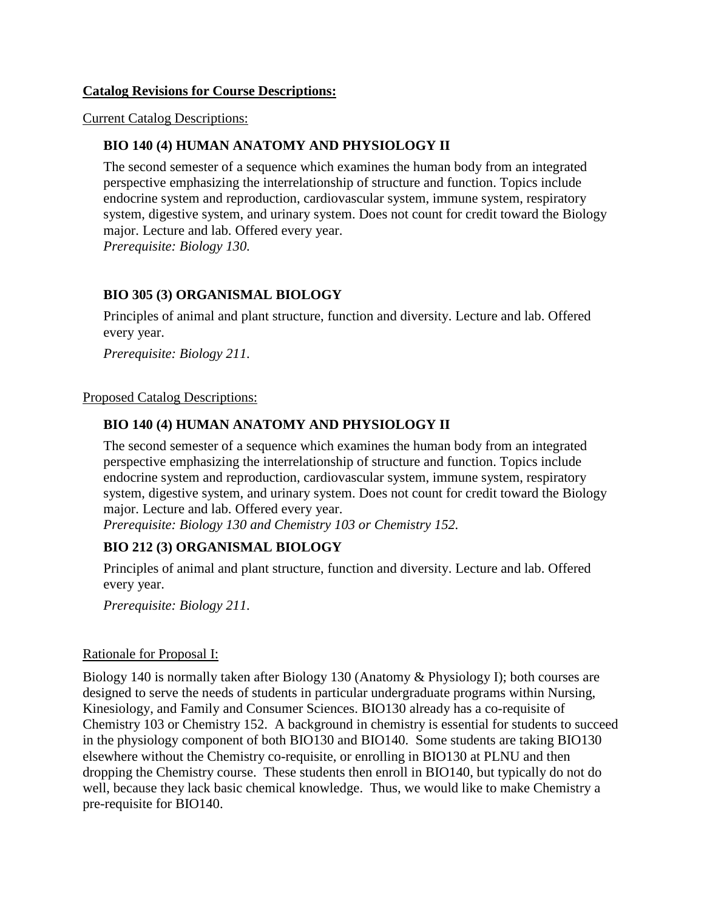**<u>Catalog Revisions for Course Descriptions:</u>**

<u>Current Catalog Descriptions:</u>

**BIO 140 (4) HUMAN ANATOMY AND PHYSIOLOGY II**

The second semester of a sequence which examines the human body from an integrated perspective emphasizing the interrelationship of structure and function. Topics include endocrine system and reproduction, cardiovascular system, immune system, respiratory system, digestive system, and urinary system. Does not count for credit toward the Biology major. Lecture and lab. Offered every year.
*Prerequisite: Biology 130.*

**BIO 305 (3) ORGANISMAL BIOLOGY**

Principles of animal and plant structure, function and diversity. Lecture and lab. Offered every year.

*Prerequisite: Biology 211.*

<u>Proposed Catalog Descriptions:</u>

**BIO 140 (4) HUMAN ANATOMY AND PHYSIOLOGY II**

The second semester of a sequence which examines the human body from an integrated perspective emphasizing the interrelationship of structure and function. Topics include endocrine system and reproduction, cardiovascular system, immune system, respiratory system, digestive system, and urinary system. Does not count for credit toward the Biology major. Lecture and lab. Offered every year.
*Prerequisite: Biology 130 and Chemistry 103 or Chemistry 152.*

**BIO 212 (3) ORGANISMAL BIOLOGY**

Principles of animal and plant structure, function and diversity. Lecture and lab. Offered every year.

*Prerequisite: Biology 211.*

<u>Rationale for Proposal I:</u>

Biology 140 is normally taken after Biology 130 (Anatomy & Physiology I); both courses are designed to serve the needs of students in particular undergraduate programs within Nursing, Kinesiology, and Family and Consumer Sciences. BIO130 already has a co-requisite of Chemistry 103 or Chemistry 152. A background in chemistry is essential for students to succeed in the physiology component of both BIO130 and BIO140. Some students are taking BIO130 elsewhere without the Chemistry co-requisite, or enrolling in BIO130 at PLNU and then dropping the Chemistry course. These students then enroll in BIO140, but typically do not do well, because they lack basic chemical knowledge. Thus, we would like to make Chemistry a pre-requisite for BIO140.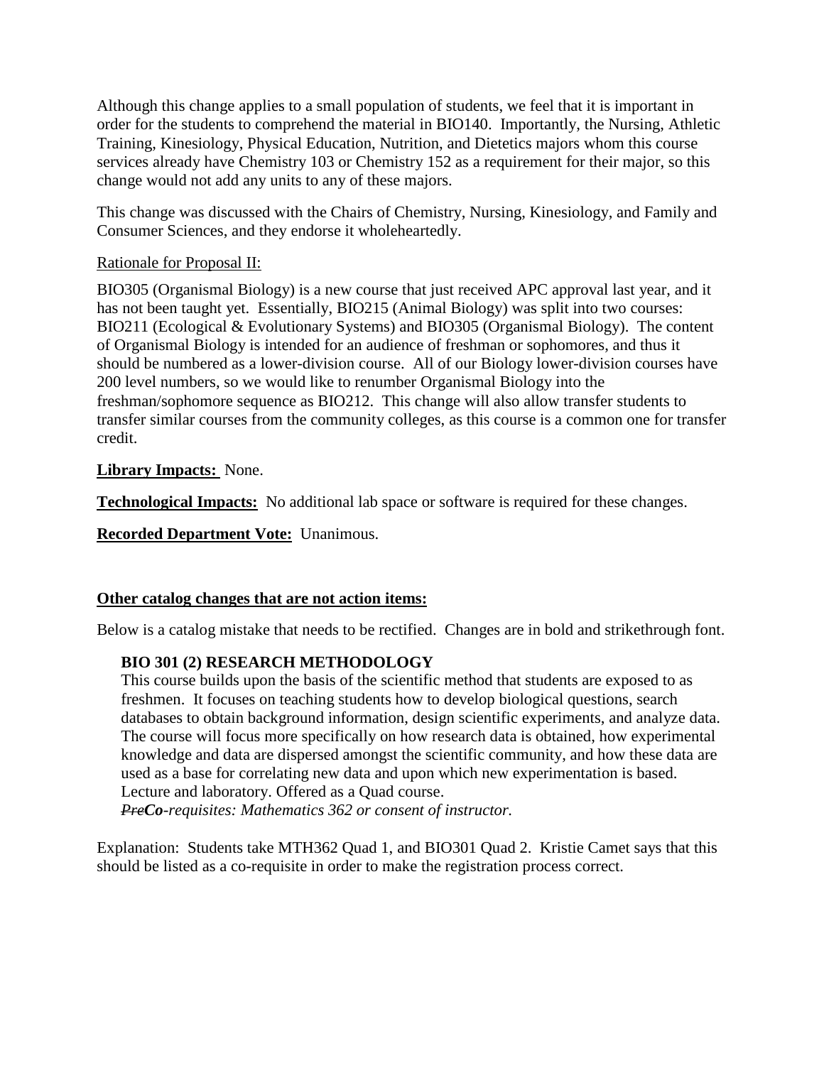Although this change applies to a small population of students, we feel that it is important in order for the students to comprehend the material in BIO140. Importantly, the Nursing, Athletic Training, Kinesiology, Physical Education, Nutrition, and Dietetics majors whom this course services already have Chemistry 103 or Chemistry 152 as a requirement for their major, so this change would not add any units to any of these majors.

This change was discussed with the Chairs of Chemistry, Nursing, Kinesiology, and Family and Consumer Sciences, and they endorse it wholeheartedly.

<u>Rationale for Proposal II:</u>

BIO305 (Organismal Biology) is a new course that just received APC approval last year, and it has not been taught yet. Essentially, BIO215 (Animal Biology) was split into two courses: BIO211 (Ecological & Evolutionary Systems) and BIO305 (Organismal Biology). The content of Organismal Biology is intended for an audience of freshman or sophomores, and thus it should be numbered as a lower-division course. All of our Biology lower-division courses have 200 level numbers, so we would like to renumber Organismal Biology into the freshman/sophomore sequence as BIO212. This change will also allow transfer students to transfer similar courses from the community colleges, as this course is a common one for transfer credit.

**Library Impacts:** None.

**Technological Impacts:** No additional lab space or software is required for these changes.

**Recorded Department Vote:** Unanimous.

**Other catalog changes that are not action items:**

Below is a catalog mistake that needs to be rectified. Changes are in bold and strikethrough font.

**BIO 301 (2) RESEARCH METHODOLOGY**
This course builds upon the basis of the scientific method that students are exposed to as freshmen. It focuses on teaching students how to develop biological questions, search databases to obtain background information, design scientific experiments, and analyze data. The course will focus more specifically on how research data is obtained, how experimental knowledge and data are dispersed amongst the scientific community, and how these data are used as a base for correlating new data and upon which new experimentation is based. Lecture and laboratory. Offered as a Quad course.
*~~Pre~~**Co**-requisites: Mathematics 362 or consent of instructor.*

Explanation: Students take MTH362 Quad 1, and BIO301 Quad 2. Kristie Camet says that this should be listed as a co-requisite in order to make the registration process correct.